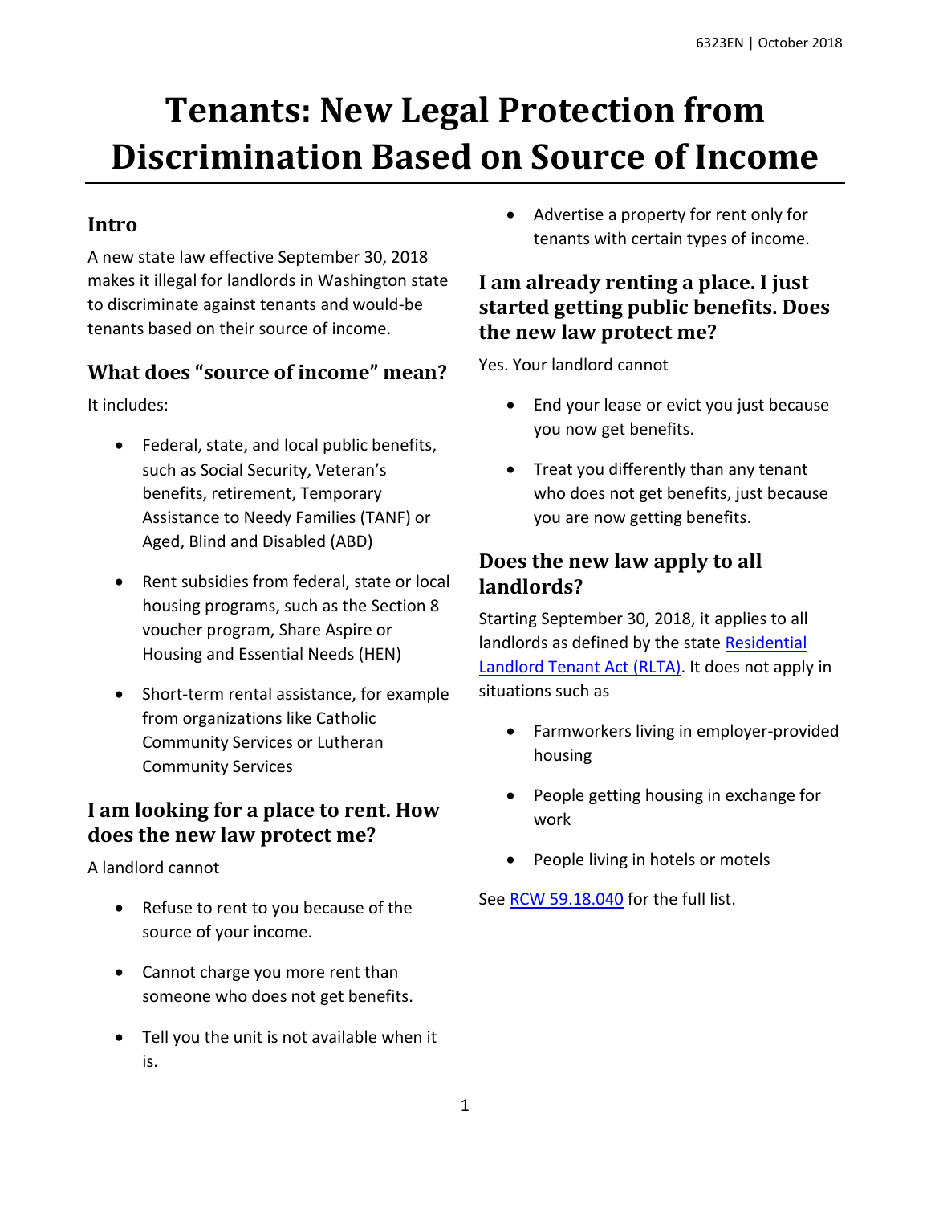# Tenants: New Legal Protection from Discrimination Based on Source of Income

## Intro

A new state law effective September 30, 2018 makes it illegal for landlords in Washington state to discriminate against tenants and would-be tenants based on their source of income.

## What does "source of income" mean?

It includes:

- Federal, state, and local public benefits, such as Social Security, Veteran's benefits, retirement, Temporary Assistance to Needy Families (TANF) or Aged, Blind and Disabled (ABD)
- Rent subsidies from federal, state or local housing programs, such as the Section 8 voucher program, Share Aspire or Housing and Essential Needs (HEN)
- Short-term rental assistance, for example from organizations like Catholic Community Services or Lutheran Community Services

## I am looking for a place to rent. How does the new law protect me?

A landlord cannot

- Refuse to rent to you because of the source of your income.
- Cannot charge you more rent than someone who does not get benefits.
- Tell you the unit is not available when it is.
- Advertise a property for rent only for tenants with certain types of income.

## I am already renting a place. I just started getting public benefits. Does the new law protect me?

Yes. Your landlord cannot

- End your lease or evict you just because you now get benefits.
- Treat you differently than any tenant who does not get benefits, just because you are now getting benefits.

## Does the new law apply to all landlords?

Starting September 30, 2018, it applies to all landlords as defined by the state [Residential Landlord Tenant Act (RLTA)](). It does not apply in situations such as

- Farmworkers living in employer-provided housing
- People getting housing in exchange for work
- People living in hotels or motels

See [RCW 59.18.040]() for the full list.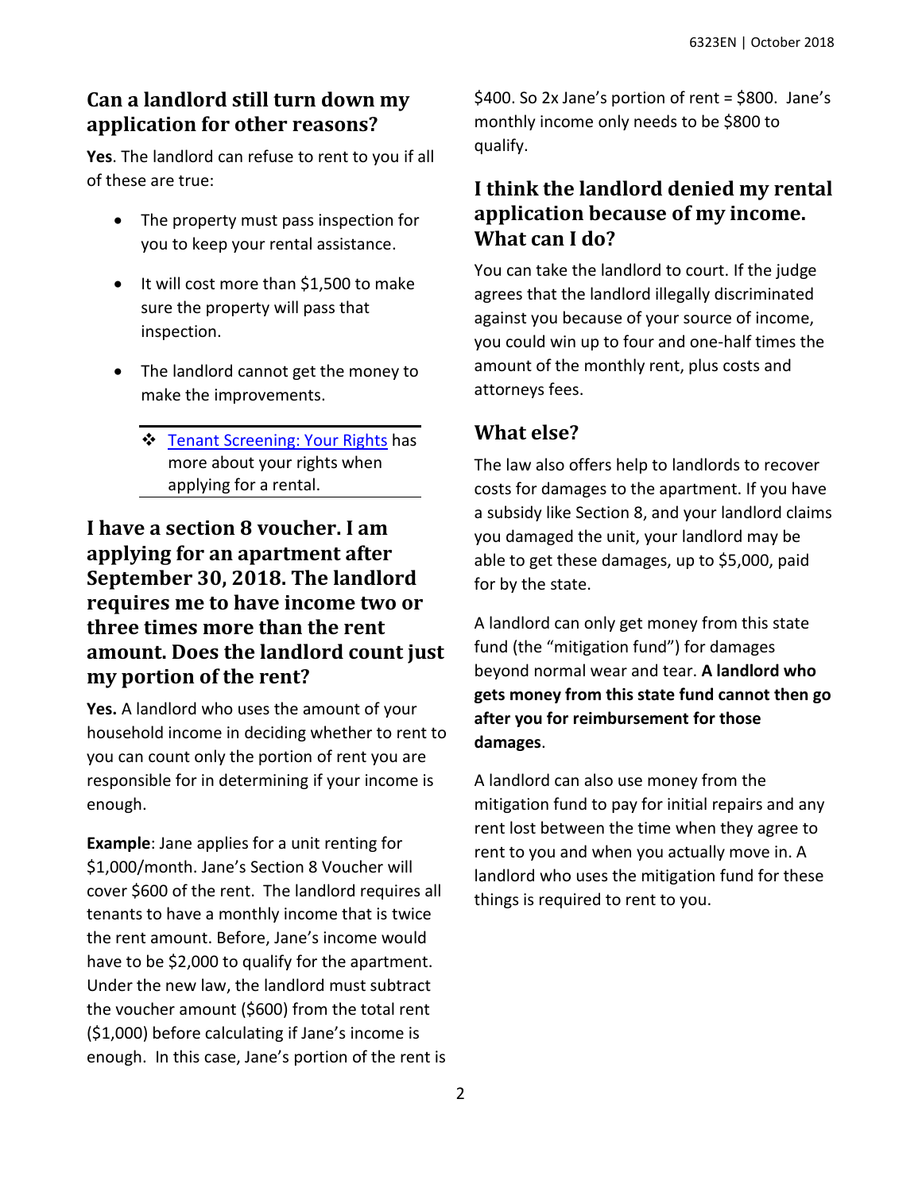## Can a landlord still turn down my application for other reasons?

**Yes**. The landlord can refuse to rent to you if all of these are true:

- The property must pass inspection for you to keep your rental assistance.
- It will cost more than $1,500 to make sure the property will pass that inspection.
- The landlord cannot get the money to make the improvements.

> ❖ [Tenant Screening: Your Rights]() has more about your rights when applying for a rental.

## I have a section 8 voucher. I am applying for an apartment after September 30, 2018. The landlord requires me to have income two or three times more than the rent amount. Does the landlord count just my portion of the rent?

**Yes.** A landlord who uses the amount of your household income in deciding whether to rent to you can count only the portion of rent you are responsible for in determining if your income is enough.

**Example**: Jane applies for a unit renting for $1,000/month. Jane's Section 8 Voucher will cover $600 of the rent. The landlord requires all tenants to have a monthly income that is twice the rent amount. Before, Jane's income would have to be $2,000 to qualify for the apartment. Under the new law, the landlord must subtract the voucher amount ($600) from the total rent ($1,000) before calculating if Jane's income is enough. In this case, Jane's portion of the rent is $400. So 2x Jane's portion of rent = $800. Jane's monthly income only needs to be $800 to qualify.

## I think the landlord denied my rental application because of my income. What can I do?

You can take the landlord to court. If the judge agrees that the landlord illegally discriminated against you because of your source of income, you could win up to four and one-half times the amount of the monthly rent, plus costs and attorneys fees.

## What else?

The law also offers help to landlords to recover costs for damages to the apartment. If you have a subsidy like Section 8, and your landlord claims you damaged the unit, your landlord may be able to get these damages, up to $5,000, paid for by the state.

A landlord can only get money from this state fund (the "mitigation fund") for damages beyond normal wear and tear. **A landlord who gets money from this state fund cannot then go after you for reimbursement for those damages**.

A landlord can also use money from the mitigation fund to pay for initial repairs and any rent lost between the time when they agree to rent to you and when you actually move in. A landlord who uses the mitigation fund for these things is required to rent to you.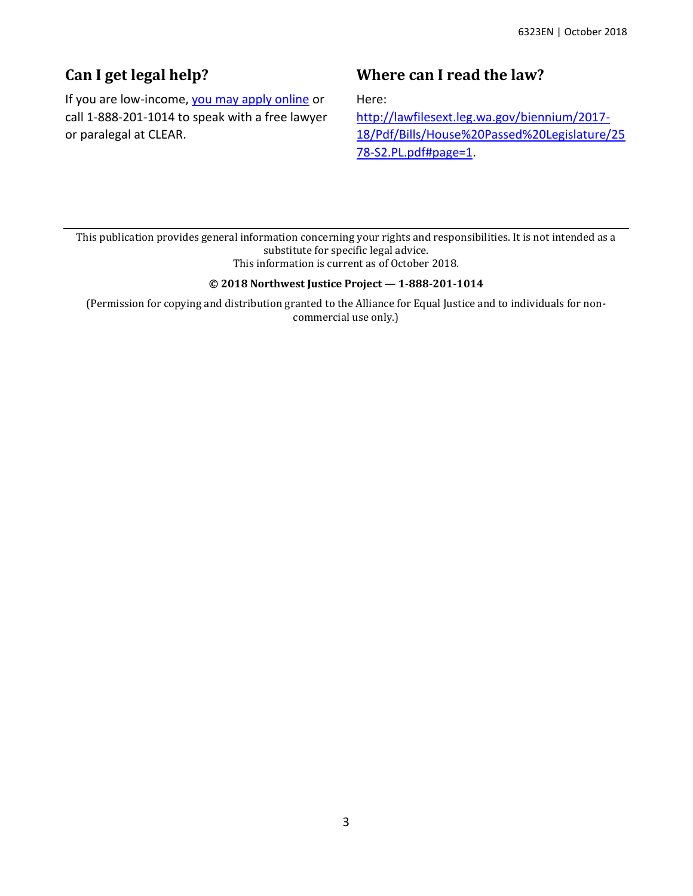## Can I get legal help?

If you are low-income, you may apply online or call 1-888-201-1014 to speak with a free lawyer or paralegal at CLEAR.

## Where can I read the law?

Here:
http://lawfilesext.leg.wa.gov/biennium/2017-18/Pdf/Bills/House%20Passed%20Legislature/2578-S2.PL.pdf#page=1.

---

This publication provides general information concerning your rights and responsibilities. It is not intended as a substitute for specific legal advice.
This information is current as of October 2018.

**© 2018 Northwest Justice Project — 1-888-201-1014**

(Permission for copying and distribution granted to the Alliance for Equal Justice and to individuals for non-commercial use only.)